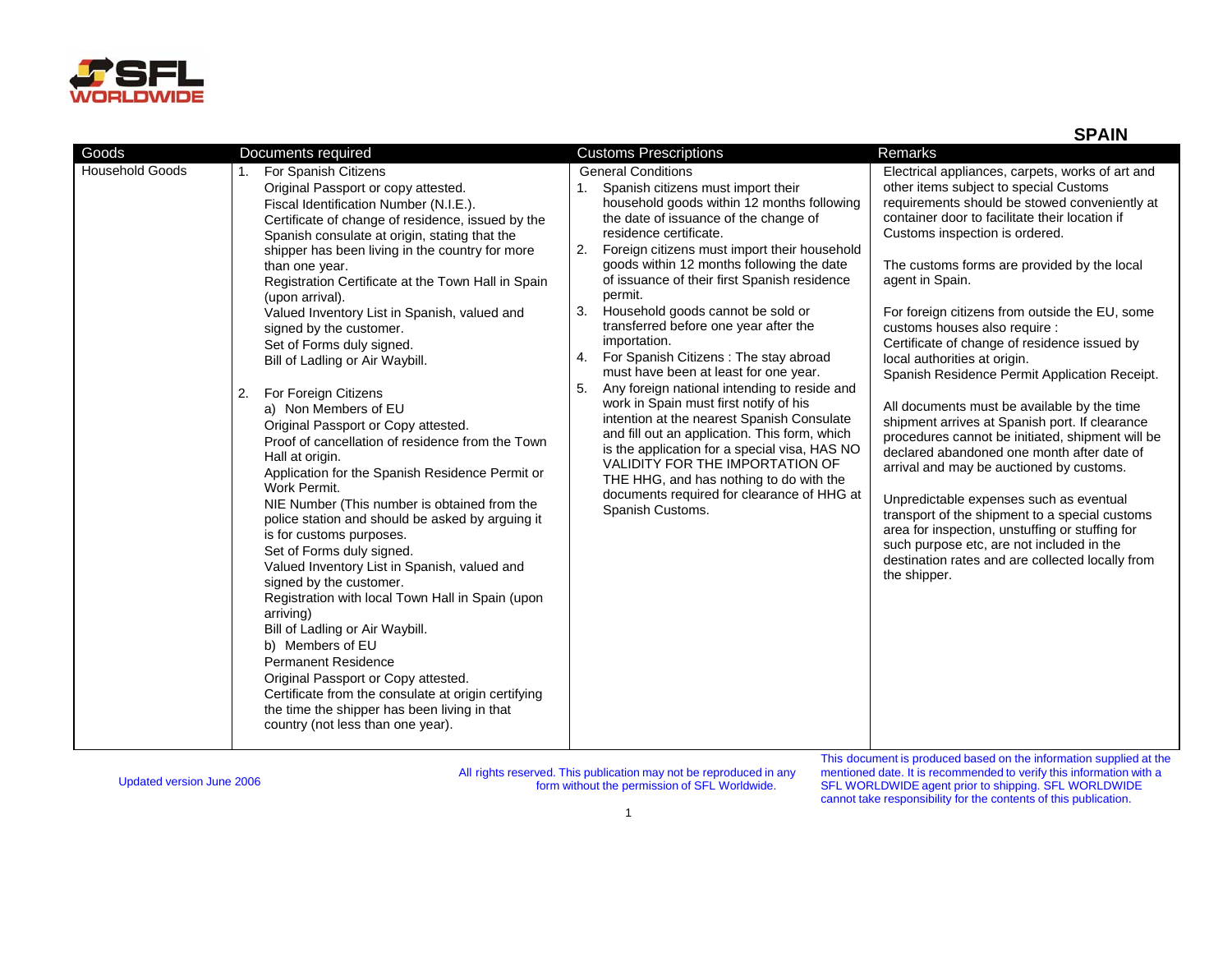## SPAIN

| Goods | Documents required | Customs Prescriptions | Remarks |
|---|---|---|---|
| Household Goods | 1. For Spanish Citizens<br>Original Passport or copy attested.<br>Fiscal Identification Number (N.I.E.).<br>Certificate of change of residence, issued by the Spanish consulate at origin, stating that the shipper has been living in the country for more than one year.<br>Registration Certificate at the Town Hall in Spain (upon arrival).<br>Valued Inventory List in Spanish, valued and signed by the customer.<br>Set of Forms duly signed.<br>Bill of Ladling or Air Waybill.<br><br>2. For Foreign Citizens<br>a) Non Members of EU<br>Original Passport or Copy attested.<br>Proof of cancellation of residence from the Town Hall at origin.<br>Application for the Spanish Residence Permit or Work Permit.<br>NIE Number (This number is obtained from the police station and should be asked by arguing it is for customs purposes.<br>Set of Forms duly signed.<br>Valued Inventory List in Spanish, valued and signed by the customer.<br>Registration with local Town Hall in Spain (upon arriving)<br>Bill of Ladling or Air Waybill.<br>b) Members of EU<br>Permanent Residence<br>Original Passport or Copy attested.<br>Certificate from the consulate at origin certifying the time the shipper has been living in that country (not less than one year). | General Conditions<br>1. Spanish citizens must import their household goods within 12 months following the date of issuance of the change of residence certificate.<br>2. Foreign citizens must import their household goods within 12 months following the date of issuance of their first Spanish residence permit.<br>3. Household goods cannot be sold or transferred before one year after the importation.<br>4. For Spanish Citizens : The stay abroad must have been at least for one year.<br>5. Any foreign national intending to reside and work in Spain must first notify of his intention at the nearest Spanish Consulate and fill out an application. This form, which is the application for a special visa, HAS NO VALIDITY FOR THE IMPORTATION OF THE HHG, and has nothing to do with the documents required for clearance of HHG at Spanish Customs. | Electrical appliances, carpets, works of art and other items subject to special Customs requirements should be stowed conveniently at container door to facilitate their location if Customs inspection is ordered.<br><br>The customs forms are provided by the local agent in Spain.<br><br>For foreign citizens from outside the EU, some customs houses also require :<br>Certificate of change of residence issued by local authorities at origin.<br>Spanish Residence Permit Application Receipt.<br><br>All documents must be available by the time shipment arrives at Spanish port. If clearance procedures cannot be initiated, shipment will be declared abandoned one month after date of arrival and may be auctioned by customs.<br><br>Unpredictable expenses such as eventual transport of the shipment to a special customs area for inspection, unstuffing or stuffing for such purpose etc, are not included in the destination rates and are collected locally from the shipper. |

Updated version June 2006

All rights reserved. This publication may not be reproduced in any form without the permission of SFL Worldwide.

This document is produced based on the information supplied at the mentioned date. It is recommended to verify this information with a SFL WORLDWIDE agent prior to shipping. SFL WORLDWIDE cannot take responsibility for the contents of this publication.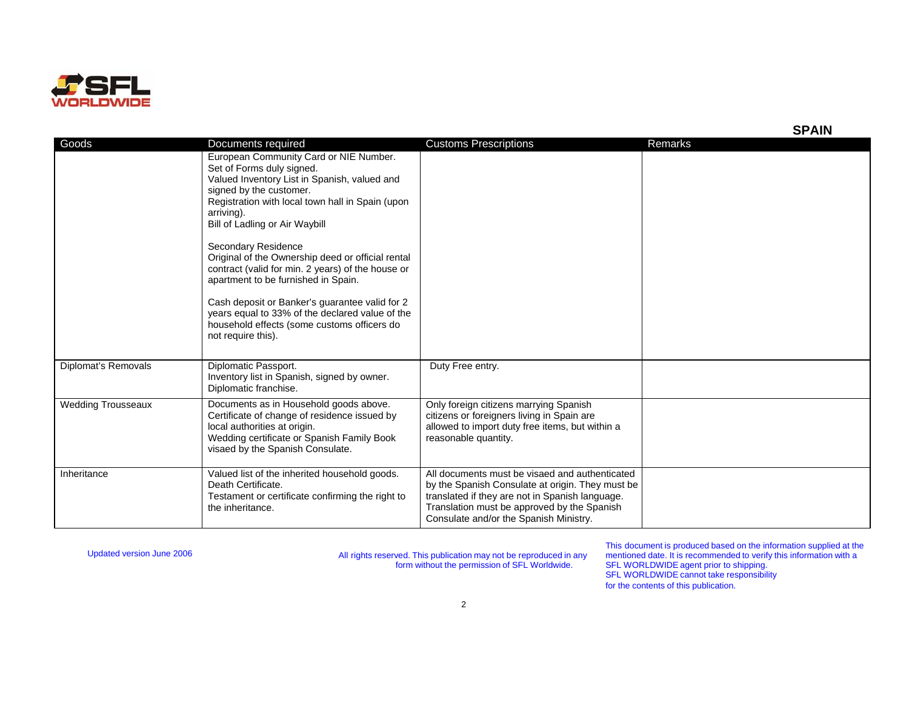## SPAIN

| Goods | Documents required | Customs Prescriptions | Remarks |
|---|---|---|---|
| | European Community Card or NIE Number.<br>Set of Forms duly signed.<br>Valued Inventory List in Spanish, valued and signed by the customer.<br>Registration with local town hall in Spain (upon arriving).<br>Bill of Ladling or Air Waybill<br><br>Secondary Residence<br>Original of the Ownership deed or official rental contract (valid for min. 2 years) of the house or apartment to be furnished in Spain.<br><br>Cash deposit or Banker's guarantee valid for 2 years equal to 33% of the declared value of the household effects (some customs officers do not require this). | | |
| Diplomat's Removals | Diplomatic Passport.<br>Inventory list in Spanish, signed by owner.<br>Diplomatic franchise. | Duty Free entry. | |
| Wedding Trousseaux | Documents as in Household goods above.<br>Certificate of change of residence issued by local authorities at origin.<br>Wedding certificate or Spanish Family Book visaed by the Spanish Consulate. | Only foreign citizens marrying Spanish citizens or foreigners living in Spain are allowed to import duty free items, but within a reasonable quantity. | |
| Inheritance | Valued list of the inherited household goods.<br>Death Certificate.<br>Testament or certificate confirming the right to the inheritance. | All documents must be visaed and authenticated by the Spanish Consulate at origin. They must be translated if they are not in Spanish language. Translation must be approved by the Spanish Consulate and/or the Spanish Ministry. | |

Updated version June 2006

All rights reserved. This publication may not be reproduced in any form without the permission of SFL Worldwide.

This document is produced based on the information supplied at the mentioned date. It is recommended to verify this information with a SFL WORLDWIDE agent prior to shipping. SFL WORLDWIDE cannot take responsibility for the contents of this publication.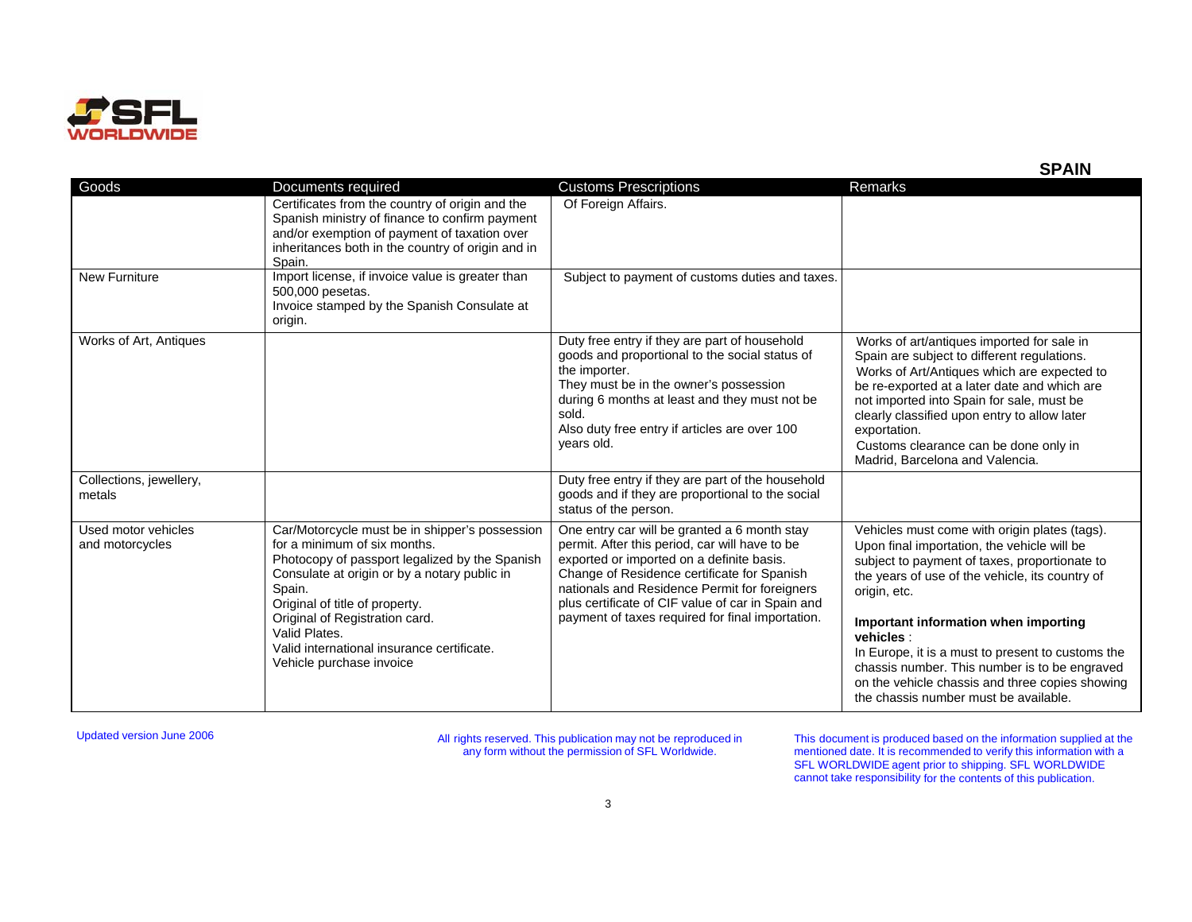## SPAIN

| Goods | Documents required | Customs Prescriptions | Remarks |
|---|---|---|---|
| | Certificates from the country of origin and the Spanish ministry of finance to confirm payment and/or exemption of payment of taxation over inheritances both in the country of origin and in Spain. | Of Foreign Affairs. | |
| New Furniture | Import license, if invoice value is greater than 500,000 pesetas.<br>Invoice stamped by the Spanish Consulate at origin. | Subject to payment of customs duties and taxes. | |
| Works of Art, Antiques | | Duty free entry if they are part of household goods and proportional to the social status of the importer.<br>They must be in the owner's possession during 6 months at least and they must not be sold.<br>Also duty free entry if articles are over 100 years old. | Works of art/antiques imported for sale in Spain are subject to different regulations.<br>Works of Art/Antiques which are expected to be re-exported at a later date and which are not imported into Spain for sale, must be clearly classified upon entry to allow later exportation.<br>Customs clearance can be done only in Madrid, Barcelona and Valencia. |
| Collections, jewellery, metals | | Duty free entry if they are part of the household goods and if they are proportional to the social status of the person. | |
| Used motor vehicles and motorcycles | Car/Motorcycle must be in shipper's possession for a minimum of six months.<br>Photocopy of passport legalized by the Spanish Consulate at origin or by a notary public in Spain.<br>Original of title of property.<br>Original of Registration card.<br>Valid Plates.<br>Valid international insurance certificate.<br>Vehicle purchase invoice | One entry car will be granted a 6 month stay permit. After this period, car will have to be exported or imported on a definite basis.<br>Change of Residence certificate for Spanish nationals and Residence Permit for foreigners plus certificate of CIF value of car in Spain and payment of taxes required for final importation. | Vehicles must come with origin plates (tags).<br>Upon final importation, the vehicle will be subject to payment of taxes, proportionate to the years of use of the vehicle, its country of origin, etc.<br><br>**Important information when importing vehicles** :<br>In Europe, it is a must to present to customs the chassis number. This number is to be engraved on the vehicle chassis and three copies showing the chassis number must be available. |

Updated version June 2006

All rights reserved. This publication may not be reproduced in any form without the permission of SFL Worldwide.

This document is produced based on the information supplied at the mentioned date. It is recommended to verify this information with a SFL WORLDWIDE agent prior to shipping. SFL WORLDWIDE cannot take responsibility for the contents of this publication.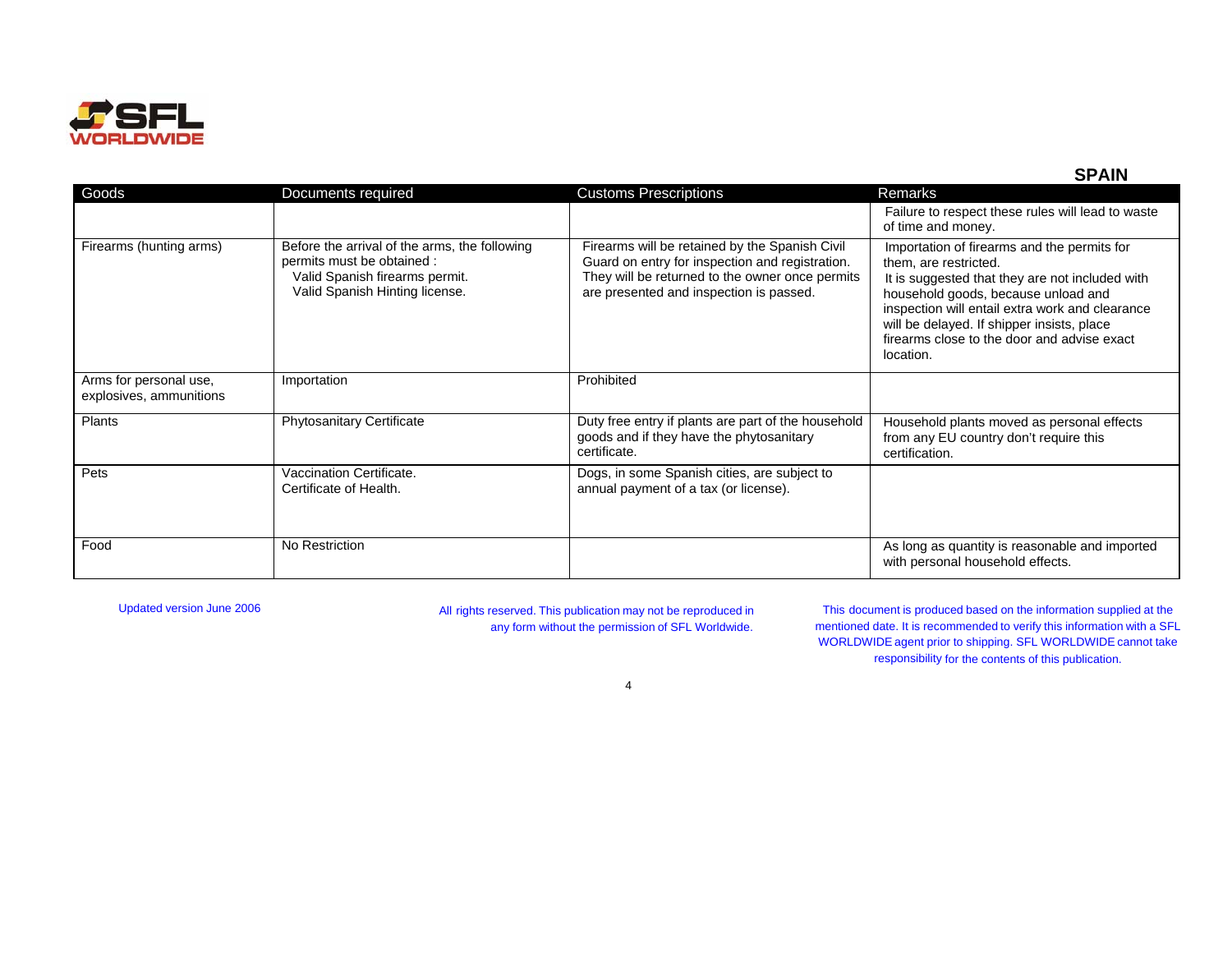## SPAIN

| Goods | Documents required | Customs Prescriptions | Remarks |
| --- | --- | --- | --- |
| | | | Failure to respect these rules will lead to waste of time and money. |
| Firearms (hunting arms) | Before the arrival of the arms, the following permits must be obtained : Valid Spanish firearms permit. Valid Spanish Hinting license. | Firearms will be retained by the Spanish Civil Guard on entry for inspection and registration. They will be returned to the owner once permits are presented and inspection is passed. | Importation of firearms and the permits for them, are restricted. It is suggested that they are not included with household goods, because unload and inspection will entail extra work and clearance will be delayed. If shipper insists, place firearms close to the door and advise exact location. |
| Arms for personal use, explosives, ammunitions | Importation | Prohibited | |
| Plants | Phytosanitary Certificate | Duty free entry if plants are part of the household goods and if they have the phytosanitary certificate. | Household plants moved as personal effects from any EU country don't require this certification. |
| Pets | Vaccination Certificate. Certificate of Health. | Dogs, in some Spanish cities, are subject to annual payment of a tax (or license). | |
| Food | No Restriction | | As long as quantity is reasonable and imported with personal household effects. |

Updated version June 2006

All rights reserved. This publication may not be reproduced in any form without the permission of SFL Worldwide.

This document is produced based on the information supplied at the mentioned date. It is recommended to verify this information with a SFL WORLDWIDE agent prior to shipping. SFL WORLDWIDE cannot take responsibility for the contents of this publication.